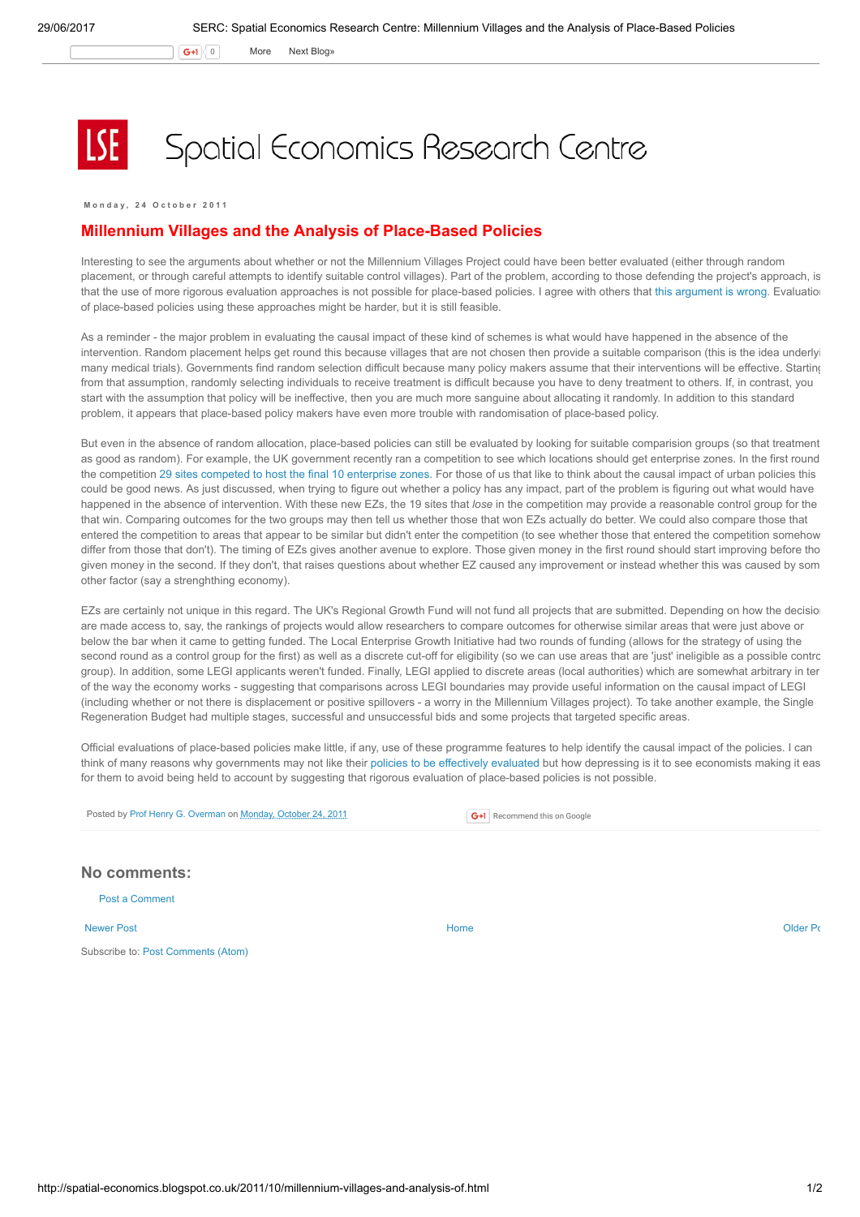# Spatial Economics Research Centre

Monday, 24 October 2011

## Millennium Villages and the Analysis of Place-Based Policies

Interesting to see the arguments about whether or not the Millennium Villages Project could have been better evaluated (either through random placement, or through careful attempts to identify suitable control villages). Part of the problem, according to those defending the project's approach, is that the use of more rigorous evaluation approaches is not possible for place-based policies. I agree with others that this argument is wrong. Evaluatio of place-based policies using these approaches might be harder, but it is still feasible.

As a reminder - the major problem in evaluating the causal impact of these kind of schemes is what would have happened in the absence of the intervention. Random placement helps get round this because villages that are not chosen then provide a suitable comparison (this is the idea underlyi many medical trials). Governments find random selection difficult because many policy makers assume that their interventions will be effective. Startin from that assumption, randomly selecting individuals to receive treatment is difficult because you have to deny treatment to others. If, in contrast, you start with the assumption that policy will be ineffective, then you are much more sanguine about allocating it randomly. In addition to this standard problem, it appears that place-based policy makers have even more trouble with randomisation of place-based policy.

But even in the absence of random allocation, place-based policies can still be evaluated by looking for suitable comparision groups (so that treatment as good as random). For example, the UK government recently ran a competition to see which locations should get enterprise zones. In the first round the competition 29 sites competed to host the final 10 enterprise zones. For those of us that like to think about the causal impact of urban policies this could be good news. As just discussed, when trying to figure out whether a policy has any impact, part of the problem is figuring out what would have happened in the absence of intervention. With these new EZs, the 19 sites that *lose* in the competition may provide a reasonable control group for the that win. Comparing outcomes for the two groups may then tell us whether those that won EZs actually do better. We could also compare those that entered the competition to areas that appear to be similar but didn't enter the competition (to see whether those that entered the competition somehow differ from those that don't). The timing of EZs gives another avenue to explore. Those given money in the first round should start improving before tho given money in the second. If they don't, that raises questions about whether EZ caused any improvement or instead whether this was caused by som other factor (say a strenghthing economy).

EZs are certainly not unique in this regard. The UK's Regional Growth Fund will not fund all projects that are submitted. Depending on how the decisio are made access to, say, the rankings of projects would allow researchers to compare outcomes for otherwise similar areas that were just above or below the bar when it came to getting funded. The Local Enterprise Growth Initiative had two rounds of funding (allows for the strategy of using the second round as a control group for the first) as well as a discrete cut-off for eligibility (so we can use areas that are 'just' ineligible as a possible contro group). In addition, some LEGI applicants weren't funded. Finally, LEGI applied to discrete areas (local authorities) which are somewhat arbitrary in ter of the way the economy works - suggesting that comparisons across LEGI boundaries may provide useful information on the causal impact of LEGI (including whether or not there is displacement or positive spillovers - a worry in the Millennium Villages project). To take another example, the Single Regeneration Budget had multiple stages, successful and unsuccessful bids and some projects that targeted specific areas.

Official evaluations of place-based policies make little, if any, use of these programme features to help identify the causal impact of the policies. I can think of many reasons why governments may not like their policies to be effectively evaluated but how depressing is it to see economists making it eas for them to avoid being held to account by suggesting that rigorous evaluation of place-based policies is not possible.

Posted by Prof Henry G. Overman on Monday, October 24, 2011

## No comments:

Post a Comment

Newer Post | Home | Older Po

Subscribe to: Post Comments (Atom)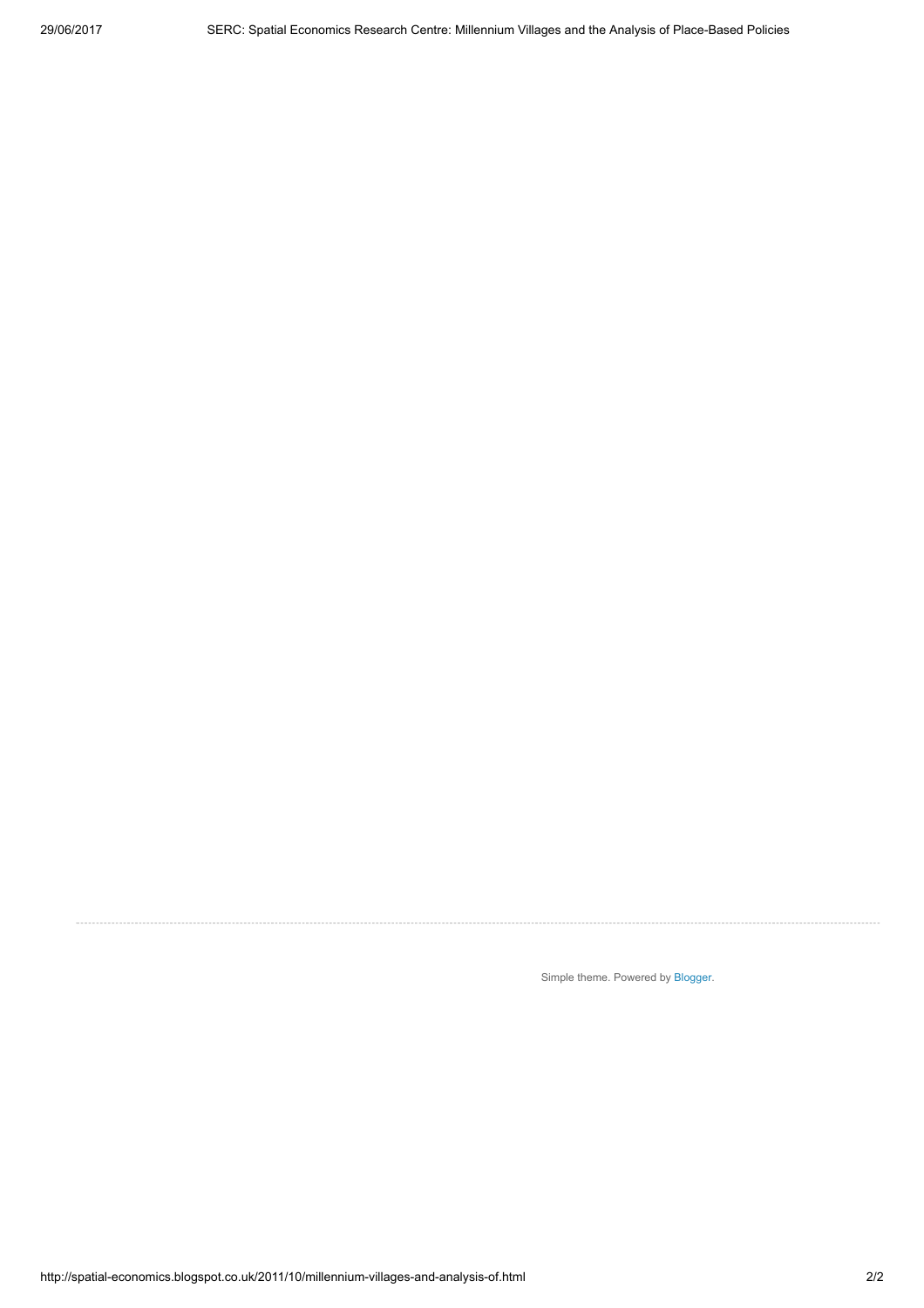Simple theme. Powered by Blogger.